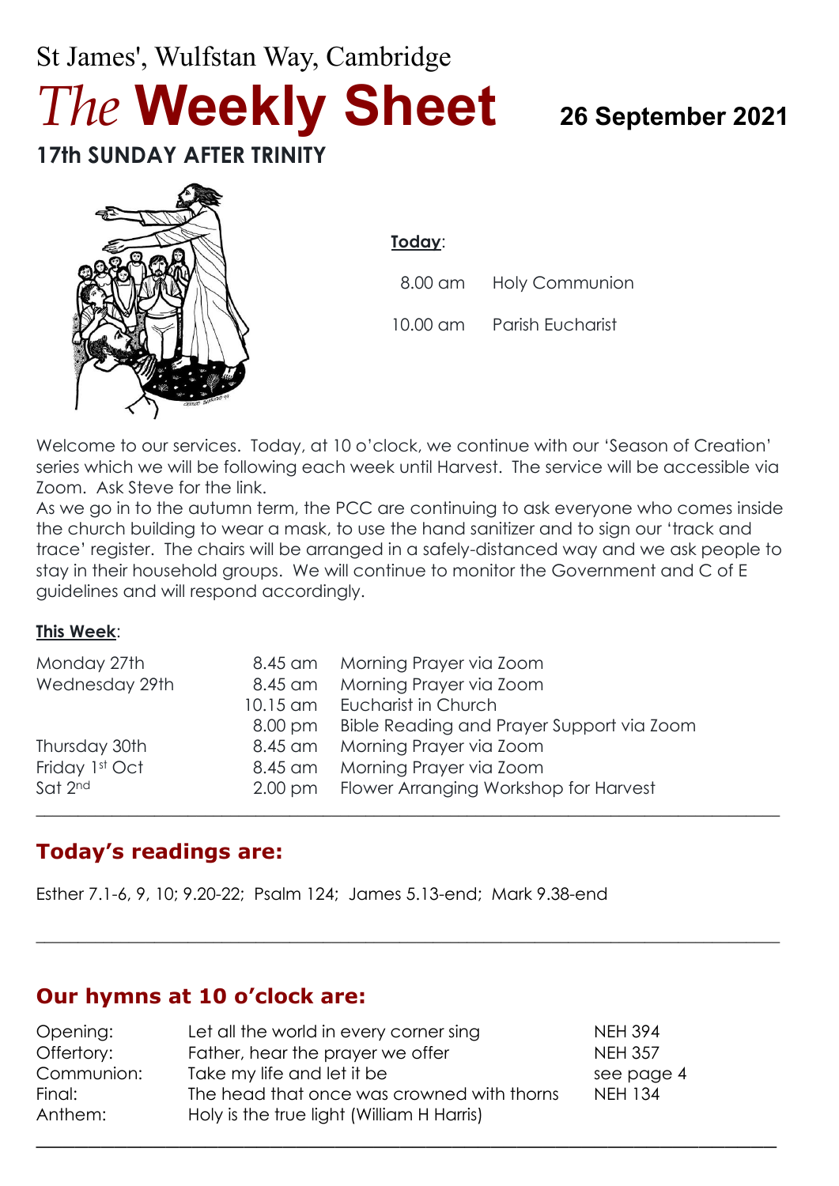St James', Wulfstan Way, Cambridge

# *The* **Weekly Sheet**

**26 September 2021**

## 17th SUNDAY AFTER TRINITY

**Today**:

| | |
|---|---|
| 8.00 am | Holy Communion |
| 10.00 am | Parish Eucharist |

Welcome to our services. Today, at 10 o'clock, we continue with our 'Season of Creation' series which we will be following each week until Harvest. The service will be accessible via Zoom. Ask Steve for the link.

As we go in to the autumn term, the PCC are continuing to ask everyone who comes inside the church building to wear a mask, to use the hand sanitizer and to sign our 'track and trace' register. The chairs will be arranged in a safely-distanced way and we ask people to stay in their household groups. We will continue to monitor the Government and C of E guidelines and will respond accordingly.

**This Week**:

| | | |
|---|---|---|
| Monday 27th | 8.45 am | Morning Prayer via Zoom |
| Wednesday 29th | 8.45 am | Morning Prayer via Zoom |
| | 10.15 am | Eucharist in Church |
| | 8.00 pm | Bible Reading and Prayer Support via Zoom |
| Thursday 30th | 8.45 am | Morning Prayer via Zoom |
| Friday 1st Oct | 8.45 am | Morning Prayer via Zoom |
| Sat 2nd | 2.00 pm | Flower Arranging Workshop for Harvest |

## Today's readings are:

Esther 7.1-6, 9, 10; 9.20-22; Psalm 124; James 5.13-end; Mark 9.38-end

## Our hymns at 10 o'clock are:

| | | |
|---|---|---|
| Opening: | Let all the world in every corner sing | NEH 394 |
| Offertory: | Father, hear the prayer we offer | NEH 357 |
| Communion: | Take my life and let it be | see page 4 |
| Final: | The head that once was crowned with thorns | NEH 134 |
| Anthem: | Holy is the true light (William H Harris) | |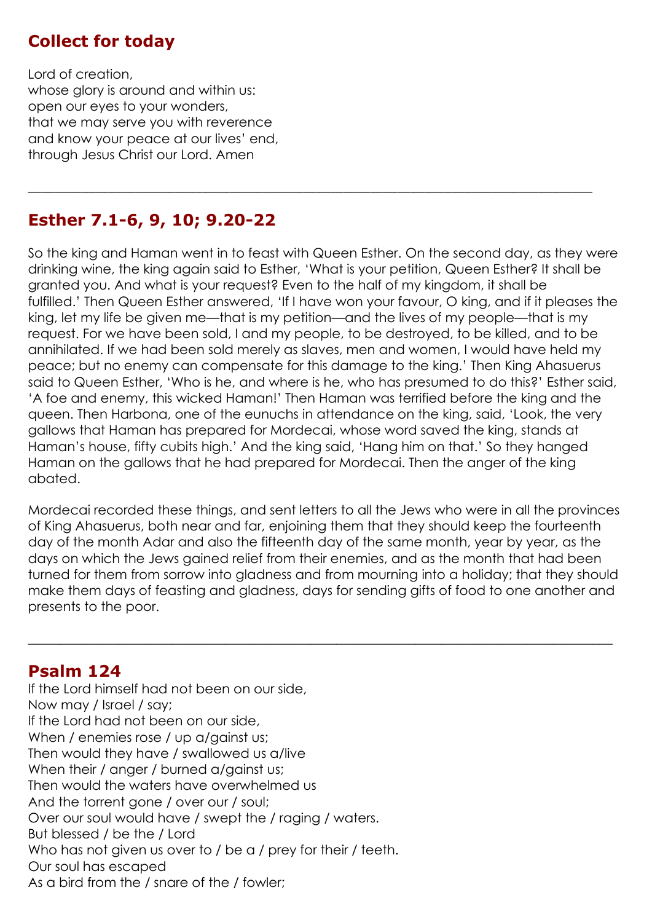## Collect for today

Lord of creation,
whose glory is around and within us:
open our eyes to your wonders,
that we may serve you with reverence
and know your peace at our lives' end,
through Jesus Christ our Lord. Amen

---

## Esther 7.1-6, 9, 10; 9.20-22

So the king and Haman went in to feast with Queen Esther. On the second day, as they were drinking wine, the king again said to Esther, 'What is your petition, Queen Esther? It shall be granted you. And what is your request? Even to the half of my kingdom, it shall be fulfilled.' Then Queen Esther answered, 'If I have won your favour, O king, and if it pleases the king, let my life be given me—that is my petition—and the lives of my people—that is my request. For we have been sold, I and my people, to be destroyed, to be killed, and to be annihilated. If we had been sold merely as slaves, men and women, I would have held my peace; but no enemy can compensate for this damage to the king.' Then King Ahasuerus said to Queen Esther, 'Who is he, and where is he, who has presumed to do this?' Esther said, 'A foe and enemy, this wicked Haman!' Then Haman was terrified before the king and the queen. Then Harbona, one of the eunuchs in attendance on the king, said, 'Look, the very gallows that Haman has prepared for Mordecai, whose word saved the king, stands at Haman's house, fifty cubits high.' And the king said, 'Hang him on that.' So they hanged Haman on the gallows that he had prepared for Mordecai. Then the anger of the king abated.

Mordecai recorded these things, and sent letters to all the Jews who were in all the provinces of King Ahasuerus, both near and far, enjoining them that they should keep the fourteenth day of the month Adar and also the fifteenth day of the same month, year by year, as the days on which the Jews gained relief from their enemies, and as the month that had been turned for them from sorrow into gladness and from mourning into a holiday; that they should make them days of feasting and gladness, days for sending gifts of food to one another and presents to the poor.

---

## Psalm 124

If the Lord himself had not been on our side,
Now may / Israel / say;
If the Lord had not been on our side,
When / enemies rose / up a/gainst us;
Then would they have / swallowed us a/live
When their / anger / burned a/gainst us;
Then would the waters have overwhelmed us
And the torrent gone / over our / soul;
Over our soul would have / swept the / raging / waters.
But blessed / be the / Lord
Who has not given us over to / be a / prey for their / teeth.
Our soul has escaped
As a bird from the / snare of the / fowler;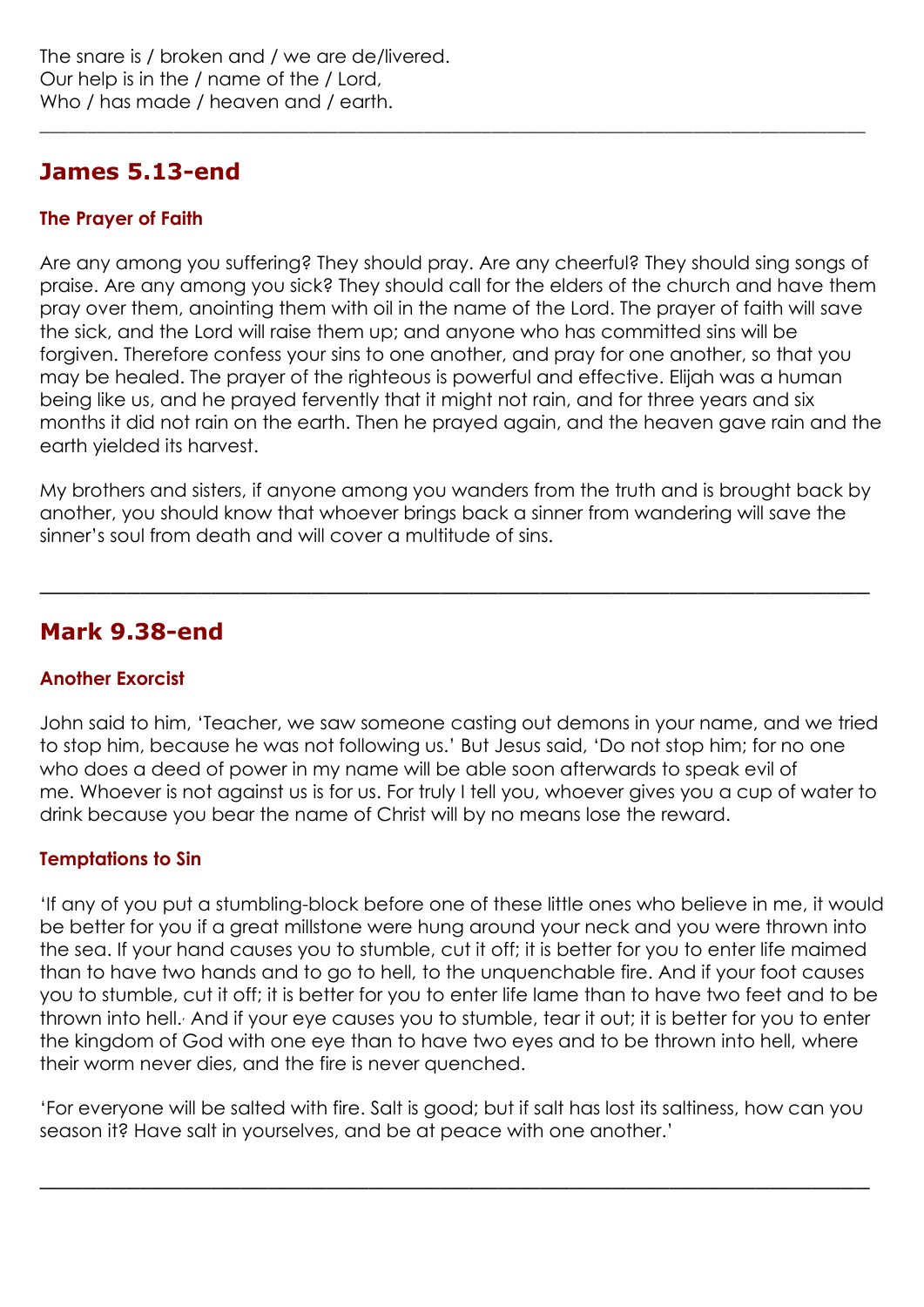The snare is / broken and / we are de/livered.
Our help is in the / name of the / Lord,
Who / has made / heaven and / earth.

---

## James 5.13-end

### The Prayer of Faith

Are any among you suffering? They should pray. Are any cheerful? They should sing songs of praise. Are any among you sick? They should call for the elders of the church and have them pray over them, anointing them with oil in the name of the Lord. The prayer of faith will save the sick, and the Lord will raise them up; and anyone who has committed sins will be forgiven. Therefore confess your sins to one another, and pray for one another, so that you may be healed. The prayer of the righteous is powerful and effective. Elijah was a human being like us, and he prayed fervently that it might not rain, and for three years and six months it did not rain on the earth. Then he prayed again, and the heaven gave rain and the earth yielded its harvest.

My brothers and sisters, if anyone among you wanders from the truth and is brought back by another, you should know that whoever brings back a sinner from wandering will save the sinner's soul from death and will cover a multitude of sins.

---

## Mark 9.38-end

### Another Exorcist

John said to him, 'Teacher, we saw someone casting out demons in your name, and we tried to stop him, because he was not following us.' But Jesus said, 'Do not stop him; for no one who does a deed of power in my name will be able soon afterwards to speak evil of me. Whoever is not against us is for us. For truly I tell you, whoever gives you a cup of water to drink because you bear the name of Christ will by no means lose the reward.

### Temptations to Sin

'If any of you put a stumbling-block before one of these little ones who believe in me, it would be better for you if a great millstone were hung around your neck and you were thrown into the sea. If your hand causes you to stumble, cut it off; it is better for you to enter life maimed than to have two hands and to go to hell, to the unquenchable fire. And if your foot causes you to stumble, cut it off; it is better for you to enter life lame than to have two feet and to be thrown into hell. And if your eye causes you to stumble, tear it out; it is better for you to enter the kingdom of God with one eye than to have two eyes and to be thrown into hell, where their worm never dies, and the fire is never quenched.

'For everyone will be salted with fire. Salt is good; but if salt has lost its saltiness, how can you season it? Have salt in yourselves, and be at peace with one another.'

---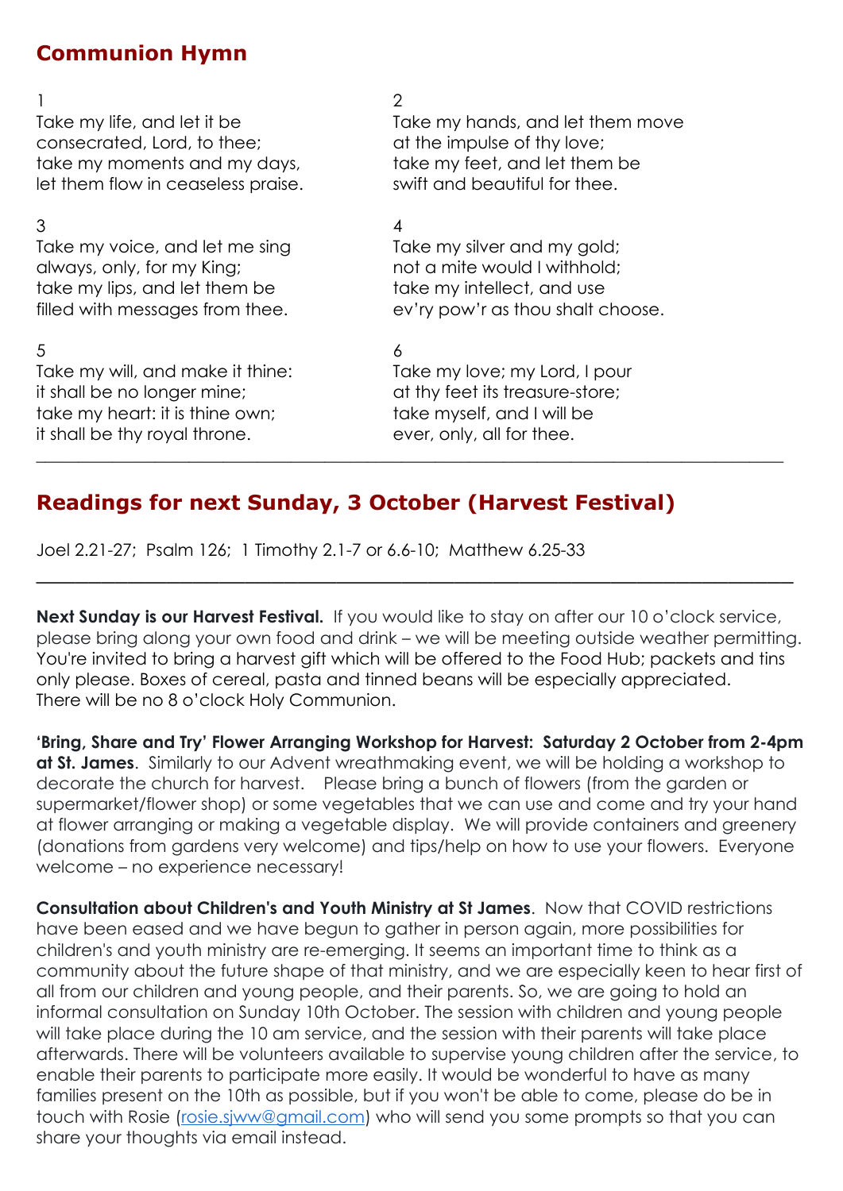## Communion Hymn

1
Take my life, and let it be
consecrated, Lord, to thee;
take my moments and my days,
let them flow in ceaseless praise.

2
Take my hands, and let them move
at the impulse of thy love;
take my feet, and let them be
swift and beautiful for thee.

3
Take my voice, and let me sing
always, only, for my King;
take my lips, and let them be
filled with messages from thee.

4
Take my silver and my gold;
not a mite would I withhold;
take my intellect, and use
ev'ry pow'r as thou shalt choose.

5
Take my will, and make it thine:
it shall be no longer mine;
take my heart: it is thine own;
it shall be thy royal throne.

6
Take my love; my Lord, I pour
at thy feet its treasure-store;
take myself, and I will be
ever, only, all for thee.

---

## Readings for next Sunday, 3 October (Harvest Festival)

Joel 2.21-27; Psalm 126; 1 Timothy 2.1-7 or 6.6-10; Matthew 6.25-33

---

**Next Sunday is our Harvest Festival.** If you would like to stay on after our 10 o'clock service, please bring along your own food and drink – we will be meeting outside weather permitting. You're invited to bring a harvest gift which will be offered to the Food Hub; packets and tins only please. Boxes of cereal, pasta and tinned beans will be especially appreciated. There will be no 8 o'clock Holy Communion.

**'Bring, Share and Try' Flower Arranging Workshop for Harvest: Saturday 2 October from 2-4pm at St. James**. Similarly to our Advent wreathmaking event, we will be holding a workshop to decorate the church for harvest. Please bring a bunch of flowers (from the garden or supermarket/flower shop) or some vegetables that we can use and come and try your hand at flower arranging or making a vegetable display. We will provide containers and greenery (donations from gardens very welcome) and tips/help on how to use your flowers. Everyone welcome – no experience necessary!

**Consultation about Children's and Youth Ministry at St James**. Now that COVID restrictions have been eased and we have begun to gather in person again, more possibilities for children's and youth ministry are re-emerging. It seems an important time to think as a community about the future shape of that ministry, and we are especially keen to hear first of all from our children and young people, and their parents. So, we are going to hold an informal consultation on Sunday 10th October. The session with children and young people will take place during the 10 am service, and the session with their parents will take place afterwards. There will be volunteers available to supervise young children after the service, to enable their parents to participate more easily. It would be wonderful to have as many families present on the 10th as possible, but if you won't be able to come, please do be in touch with Rosie (rosie.sjww@gmail.com) who will send you some prompts so that you can share your thoughts via email instead.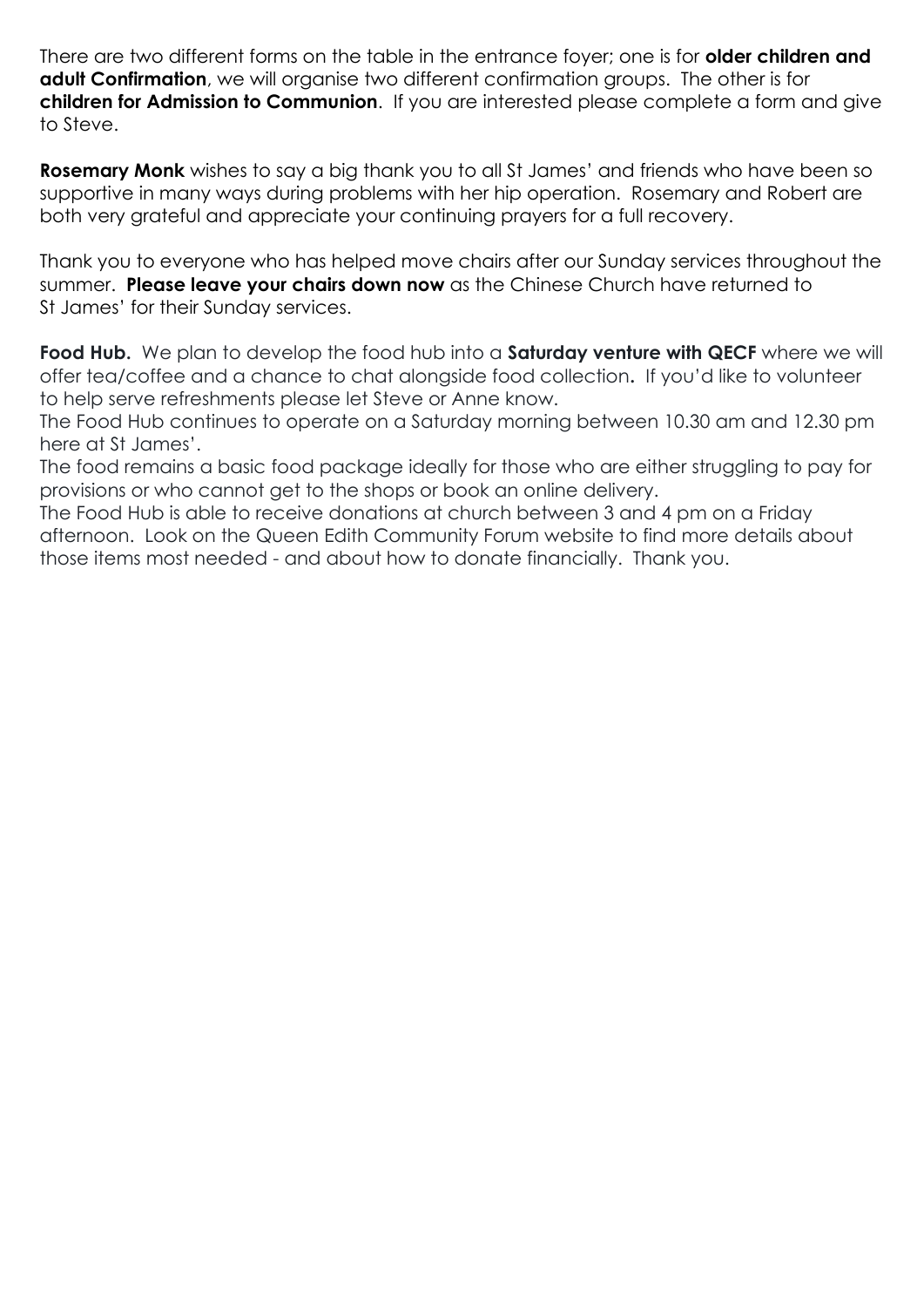There are two different forms on the table in the entrance foyer; one is for **older children and adult Confirmation**, we will organise two different confirmation groups. The other is for **children for Admission to Communion**. If you are interested please complete a form and give to Steve.

**Rosemary Monk** wishes to say a big thank you to all St James' and friends who have been so supportive in many ways during problems with her hip operation. Rosemary and Robert are both very grateful and appreciate your continuing prayers for a full recovery.

Thank you to everyone who has helped move chairs after our Sunday services throughout the summer. **Please leave your chairs down now** as the Chinese Church have returned to St James' for their Sunday services.

**Food Hub.** We plan to develop the food hub into a **Saturday venture with QECF** where we will offer tea/coffee and a chance to chat alongside food collection**.** If you'd like to volunteer to help serve refreshments please let Steve or Anne know.

The Food Hub continues to operate on a Saturday morning between 10.30 am and 12.30 pm here at St James'.

The food remains a basic food package ideally for those who are either struggling to pay for provisions or who cannot get to the shops or book an online delivery.

The Food Hub is able to receive donations at church between 3 and 4 pm on a Friday afternoon. Look on the Queen Edith Community Forum website to find more details about those items most needed - and about how to donate financially. Thank you.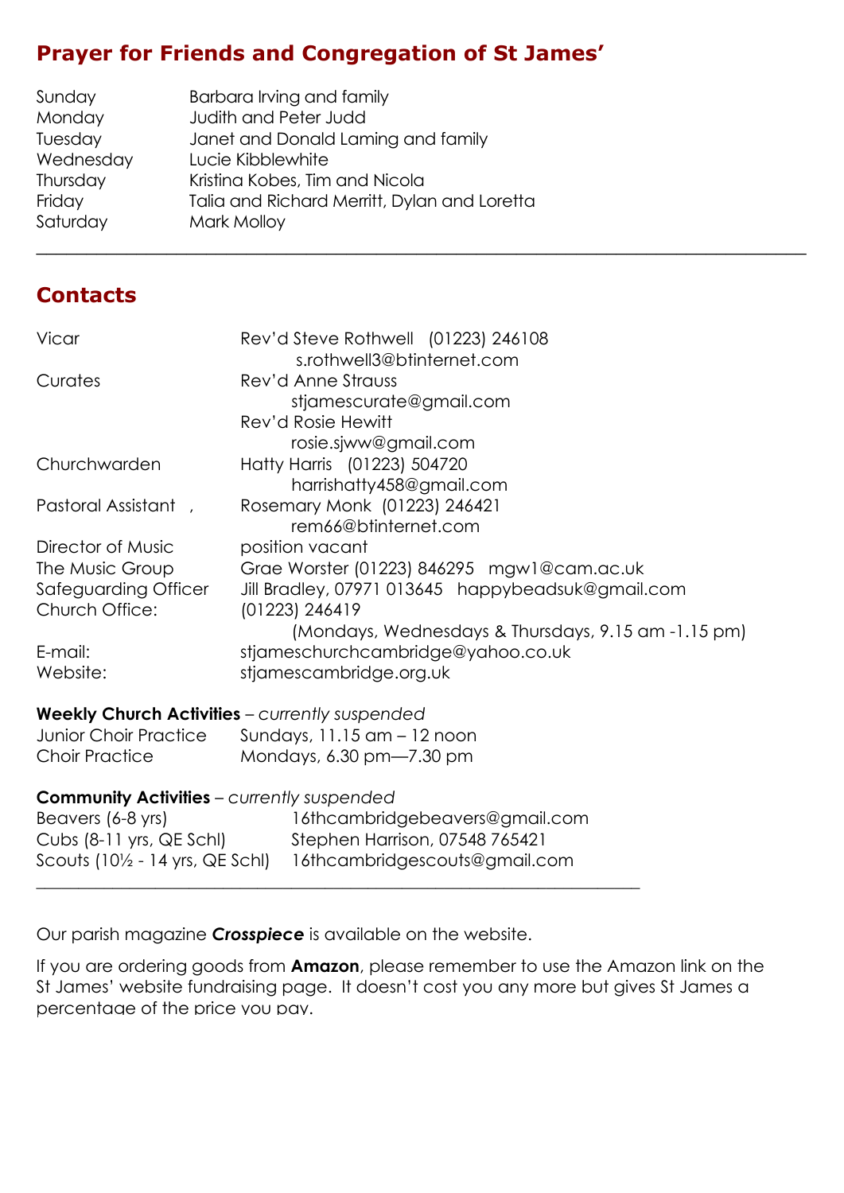## Prayer for Friends and Congregation of St James'

| | |
|---|---|
| Sunday | Barbara Irving and family |
| Monday | Judith and Peter Judd |
| Tuesday | Janet and Donald Laming and family |
| Wednesday | Lucie Kibblewhite |
| Thursday | Kristina Kobes, Tim and Nicola |
| Friday | Talia and Richard Merritt, Dylan and Loretta |
| Saturday | Mark Molloy |

---

## Contacts

| | |
|---|---|
| Vicar | Rev'd Steve Rothwell (01223) 246108<br>s.rothwell3@btinternet.com |
| Curates | Rev'd Anne Strauss<br>stjamescurate@gmail.com<br>Rev'd Rosie Hewitt<br>rosie.sjww@gmail.com |
| Churchwarden | Hatty Harris (01223) 504720<br>harrishatty458@gmail.com |
| Pastoral Assistant , | Rosemary Monk (01223) 246421<br>rem66@btinternet.com |
| Director of Music | position vacant |
| The Music Group | Grae Worster (01223) 846295 mgw1@cam.ac.uk |
| Safeguarding Officer | Jill Bradley, 07971 013645 happybeadsuk@gmail.com |
| Church Office: | (01223) 246419<br>(Mondays, Wednesdays & Thursdays, 9.15 am -1.15 pm) |
| E-mail: | stjameschurchcambridge@yahoo.co.uk |
| Website: | stjamescambridge.org.uk |

**Weekly Church Activities** – *currently suspended*

| | |
|---|---|
| Junior Choir Practice | Sundays, 11.15 am – 12 noon |
| Choir Practice | Mondays, 6.30 pm—7.30 pm |

**Community Activities** – *currently suspended*

| | |
|---|---|
| Beavers (6-8 yrs) | 16thcambridgebeavers@gmail.com |
| Cubs (8-11 yrs, QE Schl) | Stephen Harrison, 07548 765421 |
| Scouts (10½ - 14 yrs, QE Schl) | 16thcambridgescouts@gmail.com |

---

Our parish magazine ***Crosspiece*** is available on the website.

If you are ordering goods from **Amazon**, please remember to use the Amazon link on the St James' website fundraising page. It doesn't cost you any more but gives St James a percentage of the price you pay.